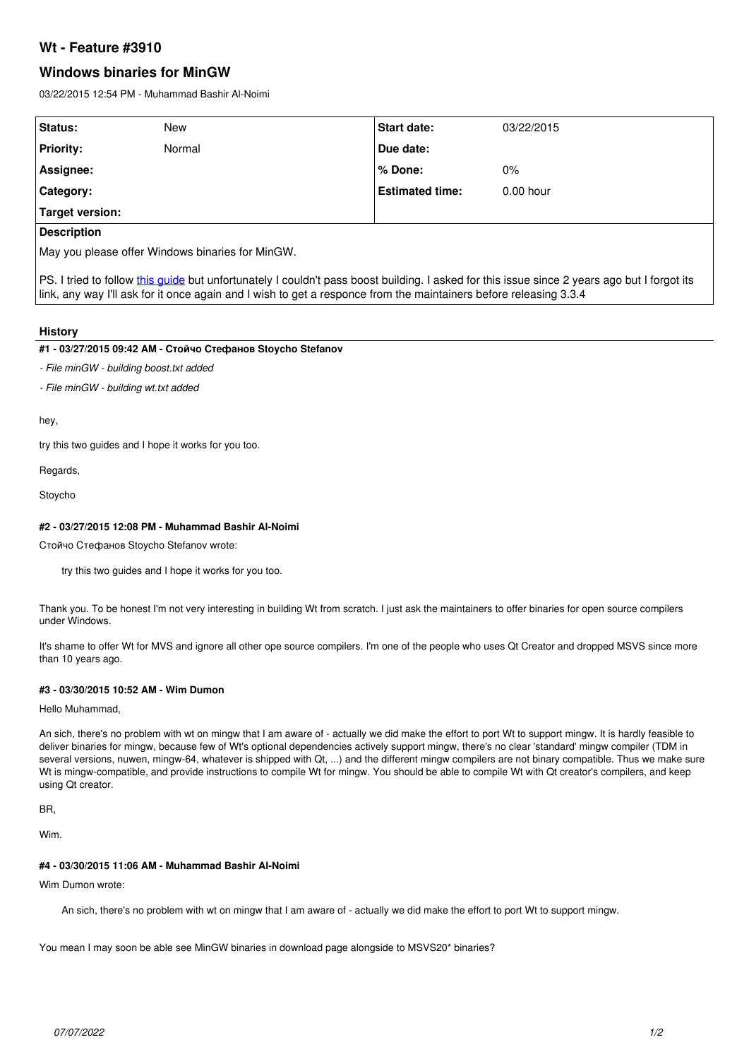# Wt - Feature #3910

## Windows binaries for MinGW

03/22/2015 12:54 PM - Muhammad Bashir Al-Noimi

| | | | |
|---|---|---|---|
| **Status:** | New | **Start date:** | 03/22/2015 |
| **Priority:** | Normal | **Due date:** | |
| **Assignee:** | | **% Done:** | 0% |
| **Category:** | | **Estimated time:** | 0.00 hour |
| **Target version:** | | | |

**Description**

May you please offer Windows binaries for MinGW.

PS. I tried to follow this guide but unfortunately I couldn't pass boost building. I asked for this issue since 2 years ago but I forgot its link, any way I'll ask for it once again and I wish to get a responce from the maintainers before releasing 3.3.4

### History

#### #1 - 03/27/2015 09:42 AM - Стойчо Стефанов Stoycho Stefanov

- *File minGW - building boost.txt added*
- *File minGW - building wt.txt added*

hey,

try this two guides and I hope it works for you too.

Regards,

Stoycho

#### #2 - 03/27/2015 12:08 PM - Muhammad Bashir Al-Noimi

Стойчо Стефанов Stoycho Stefanov wrote:

> try this two guides and I hope it works for you too.

Thank you. To be honest I'm not very interesting in building Wt from scratch. I just ask the maintainers to offer binaries for open source compilers under Windows.

It's shame to offer Wt for MVS and ignore all other ope source compilers. I'm one of the people who uses Qt Creator and dropped MSVS since more than 10 years ago.

#### #3 - 03/30/2015 10:52 AM - Wim Dumon

Hello Muhammad,

An sich, there's no problem with wt on mingw that I am aware of - actually we did make the effort to port Wt to support mingw. It is hardly feasible to deliver binaries for mingw, because few of Wt's optional dependencies actively support mingw, there's no clear 'standard' mingw compiler (TDM in several versions, nuwen, mingw-64, whatever is shipped with Qt, ...) and the different mingw compilers are not binary compatible. Thus we make sure Wt is mingw-compatible, and provide instructions to compile Wt for mingw. You should be able to compile Wt with Qt creator's compilers, and keep using Qt creator.

BR,

Wim.

#### #4 - 03/30/2015 11:06 AM - Muhammad Bashir Al-Noimi

Wim Dumon wrote:

> An sich, there's no problem with wt on mingw that I am aware of - actually we did make the effort to port Wt to support mingw.

You mean I may soon be able see MinGW binaries in download page alongside to MSVS20* binaries?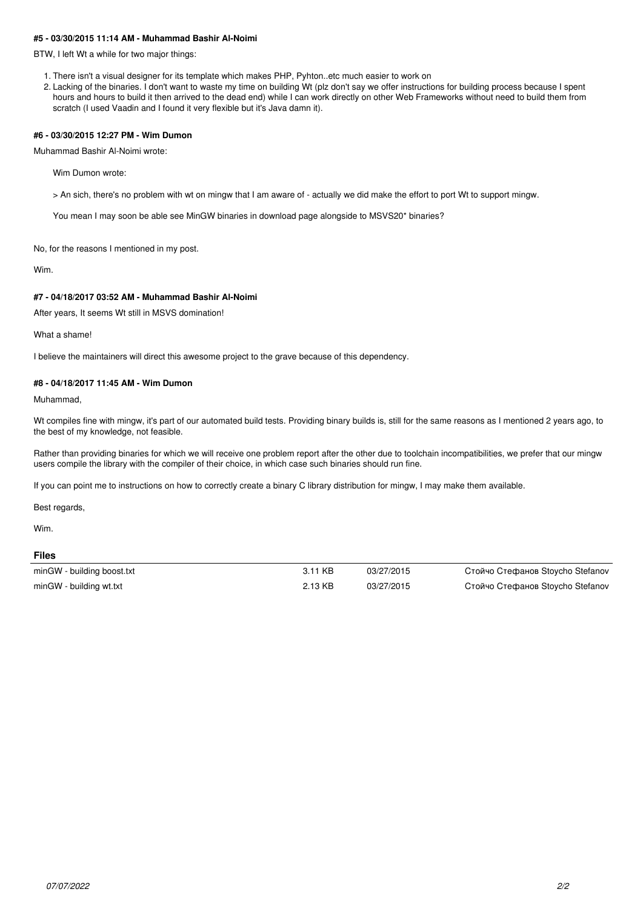#### #5 - 03/30/2015 11:14 AM - Muhammad Bashir Al-Noimi

BTW, I left Wt a while for two major things:

1. There isn't a visual designer for its template which makes PHP, Pyhton..etc much easier to work on
2. Lacking of the binaries. I don't want to waste my time on building Wt (plz don't say we offer instructions for building process because I spent hours and hours to build it then arrived to the dead end) while I can work directly on other Web Frameworks without need to build them from scratch (I used Vaadin and I found it very flexible but it's Java damn it).

#### #6 - 03/30/2015 12:27 PM - Wim Dumon

Muhammad Bashir Al-Noimi wrote:

> Wim Dumon wrote:
>
> > An sich, there's no problem with wt on mingw that I am aware of - actually we did make the effort to port Wt to support mingw.
>
> You mean I may soon be able see MinGW binaries in download page alongside to MSVS20* binaries?

No, for the reasons I mentioned in my post.

Wim.

#### #7 - 04/18/2017 03:52 AM - Muhammad Bashir Al-Noimi

After years, It seems Wt still in MSVS domination!

What a shame!

I believe the maintainers will direct this awesome project to the grave because of this dependency.

#### #8 - 04/18/2017 11:45 AM - Wim Dumon

Muhammad,

Wt compiles fine with mingw, it's part of our automated build tests. Providing binary builds is, still for the same reasons as I mentioned 2 years ago, to the best of my knowledge, not feasible.

Rather than providing binaries for which we will receive one problem report after the other due to toolchain incompatibilities, we prefer that our mingw users compile the library with the compiler of their choice, in which case such binaries should run fine.

If you can point me to instructions on how to correctly create a binary C library distribution for mingw, I may make them available.

Best regards,

Wim.

### Files

| | | | |
|---|---|---|---|
| minGW - building boost.txt | 3.11 KB | 03/27/2015 | Стойчо Стефанов Stoycho Stefanov |
| minGW - building wt.txt | 2.13 KB | 03/27/2015 | Стойчо Стефанов Stoycho Stefanov |